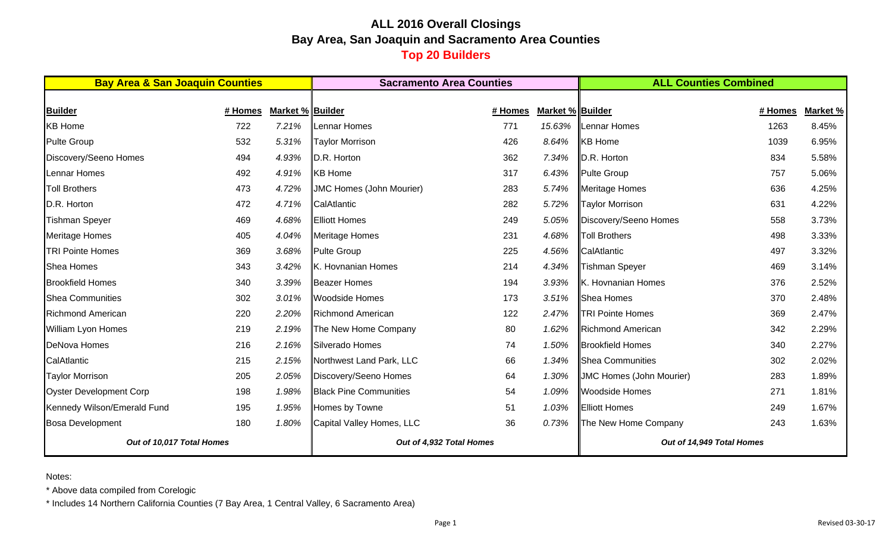# ALL 2016 Overall Closings

## Bay Area, San Joaquin and Sacramento Area Counties

## Top 20 Builders

| Bay Area & San Joaquin Counties | | | Sacramento Area Counties | | | ALL Counties Combined | | |
|---|---|---|---|---|---|---|---|---|
| **Builder** | **# Homes** | **Market %** | **Builder** | **# Homes** | **Market %** | **Builder** | **# Homes** | **Market %** |
| KB Home | 722 | 7.21% | Lennar Homes | 771 | 15.63% | Lennar Homes | 1263 | 8.45% |
| Pulte Group | 532 | 5.31% | Taylor Morrison | 426 | 8.64% | KB Home | 1039 | 6.95% |
| Discovery/Seeno Homes | 494 | 4.93% | D.R. Horton | 362 | 7.34% | D.R. Horton | 834 | 5.58% |
| Lennar Homes | 492 | 4.91% | KB Home | 317 | 6.43% | Pulte Group | 757 | 5.06% |
| Toll Brothers | 473 | 4.72% | JMC Homes (John Mourier) | 283 | 5.74% | Meritage Homes | 636 | 4.25% |
| D.R. Horton | 472 | 4.71% | CalAtlantic | 282 | 5.72% | Taylor Morrison | 631 | 4.22% |
| Tishman Speyer | 469 | 4.68% | Elliott Homes | 249 | 5.05% | Discovery/Seeno Homes | 558 | 3.73% |
| Meritage Homes | 405 | 4.04% | Meritage Homes | 231 | 4.68% | Toll Brothers | 498 | 3.33% |
| TRI Pointe Homes | 369 | 3.68% | Pulte Group | 225 | 4.56% | CalAtlantic | 497 | 3.32% |
| Shea Homes | 343 | 3.42% | K. Hovnanian Homes | 214 | 4.34% | Tishman Speyer | 469 | 3.14% |
| Brookfield Homes | 340 | 3.39% | Beazer Homes | 194 | 3.93% | K. Hovnanian Homes | 376 | 2.52% |
| Shea Communities | 302 | 3.01% | Woodside Homes | 173 | 3.51% | Shea Homes | 370 | 2.48% |
| Richmond American | 220 | 2.20% | Richmond American | 122 | 2.47% | TRI Pointe Homes | 369 | 2.47% |
| William Lyon Homes | 219 | 2.19% | The New Home Company | 80 | 1.62% | Richmond American | 342 | 2.29% |
| DeNova Homes | 216 | 2.16% | Silverado Homes | 74 | 1.50% | Brookfield Homes | 340 | 2.27% |
| CalAtlantic | 215 | 2.15% | Northwest Land Park, LLC | 66 | 1.34% | Shea Communities | 302 | 2.02% |
| Taylor Morrison | 205 | 2.05% | Discovery/Seeno Homes | 64 | 1.30% | JMC Homes (John Mourier) | 283 | 1.89% |
| Oyster Development Corp | 198 | 1.98% | Black Pine Communities | 54 | 1.09% | Woodside Homes | 271 | 1.81% |
| Kennedy Wilson/Emerald Fund | 195 | 1.95% | Homes by Towne | 51 | 1.03% | Elliott Homes | 249 | 1.67% |
| Bosa Development | 180 | 1.80% | Capital Valley Homes, LLC | 36 | 0.73% | The New Home Company | 243 | 1.63% |
| *Out of 10,017 Total Homes* | | | *Out of 4,932 Total Homes* | | | *Out of 14,949 Total Homes* | | |

Notes:

* Above data compiled from Corelogic
* Includes 14 Northern California Counties (7 Bay Area, 1 Central Valley, 6 Sacramento Area)

Revised 03-30-17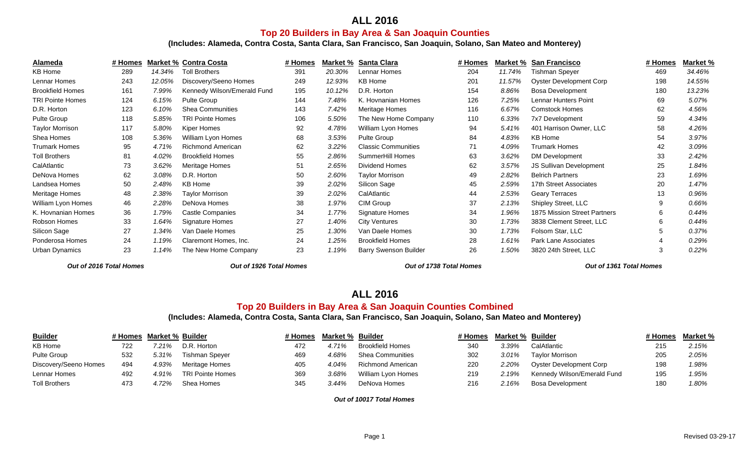# ALL 2016

## Top 20 Builders in Bay Area & San Joaquin Counties

### (Includes: Alameda, Contra Costa, Santa Clara, San Francisco, San Joaquin, Solano, San Mateo and Monterey)

| Alameda | # Homes | Market % | Contra Costa | # Homes | Market % | Santa Clara | # Homes | Market % | San Francisco | # Homes | Market % |
|---|---|---|---|---|---|---|---|---|---|---|---|
| KB Home | 289 | *14.34%* | Toll Brothers | 391 | *20.30%* | Lennar Homes | 204 | *11.74%* | Tishman Speyer | 469 | *34.46%* |
| Lennar Homes | 243 | *12.05%* | Discovery/Seeno Homes | 249 | *12.93%* | KB Home | 201 | *11.57%* | Oyster Development Corp | 198 | *14.55%* |
| Brookfield Homes | 161 | *7.99%* | Kennedy Wilson/Emerald Fund | 195 | *10.12%* | D.R. Horton | 154 | *8.86%* | Bosa Development | 180 | *13.23%* |
| TRI Pointe Homes | 124 | *6.15%* | Pulte Group | 144 | *7.48%* | K. Hovnanian Homes | 126 | *7.25%* | Lennar Hunters Point | 69 | *5.07%* |
| D.R. Horton | 123 | *6.10%* | Shea Communities | 143 | *7.42%* | Meritage Homes | 116 | *6.67%* | Comstock Homes | 62 | *4.56%* |
| Pulte Group | 118 | *5.85%* | TRI Pointe Homes | 106 | *5.50%* | The New Home Company | 110 | *6.33%* | 7x7 Development | 59 | *4.34%* |
| Taylor Morrison | 117 | *5.80%* | Kiper Homes | 92 | *4.78%* | William Lyon Homes | 94 | *5.41%* | 401 Harrison Owner, LLC | 58 | *4.26%* |
| Shea Homes | 108 | *5.36%* | William Lyon Homes | 68 | *3.53%* | Pulte Group | 84 | *4.83%* | KB Home | 54 | *3.97%* |
| Trumark Homes | 95 | *4.71%* | Richmond American | 62 | *3.22%* | Classic Communities | 71 | *4.09%* | Trumark Homes | 42 | *3.09%* |
| Toll Brothers | 81 | *4.02%* | Brookfield Homes | 55 | *2.86%* | SummerHill Homes | 63 | *3.62%* | DM Development | 33 | *2.42%* |
| CalAtlantic | 73 | *3.62%* | Meritage Homes | 51 | *2.65%* | Dividend Homes | 62 | *3.57%* | JS Sullivan Development | 25 | *1.84%* |
| DeNova Homes | 62 | *3.08%* | D.R. Horton | 50 | *2.60%* | Taylor Morrison | 49 | *2.82%* | Belrich Partners | 23 | *1.69%* |
| Landsea Homes | 50 | *2.48%* | KB Home | 39 | *2.02%* | Silicon Sage | 45 | *2.59%* | 17th Street Associates | 20 | *1.47%* |
| Meritage Homes | 48 | *2.38%* | Taylor Morrison | 39 | *2.02%* | CalAtlantic | 44 | *2.53%* | Geary Terraces | 13 | *0.96%* |
| William Lyon Homes | 46 | *2.28%* | DeNova Homes | 38 | *1.97%* | CIM Group | 37 | *2.13%* | Shipley Street, LLC | 9 | *0.66%* |
| K. Hovnanian Homes | 36 | *1.79%* | Castle Companies | 34 | *1.77%* | Signature Homes | 34 | *1.96%* | 1875 Mission Street Partners | 6 | *0.44%* |
| Robson Homes | 33 | *1.64%* | Signature Homes | 27 | *1.40%* | City Ventures | 30 | *1.73%* | 3838 Clement Street, LLC | 6 | *0.44%* |
| Silicon Sage | 27 | *1.34%* | Van Daele Homes | 25 | *1.30%* | Van Daele Homes | 30 | *1.73%* | Folsom Star, LLC | 5 | *0.37%* |
| Ponderosa Homes | 24 | *1.19%* | Claremont Homes, Inc. | 24 | *1.25%* | Brookfield Homes | 28 | *1.61%* | Park Lane Associates | 4 | *0.29%* |
| Urban Dynamics | 23 | *1.14%* | The New Home Company | 23 | *1.19%* | Barry Swenson Builder | 26 | *1.50%* | 3820 24th Street, LLC | 3 | *0.22%* |
| ***Out of 2016 Total Homes*** | | | ***Out of 1926 Total Homes*** | | | ***Out of 1738 Total Homes*** | | | ***Out of 1361 Total Homes*** | | |

# ALL 2016

## Top 20 Builders in Bay Area & San Joaquin Counties Combined

### (Includes: Alameda, Contra Costa, Santa Clara, San Francisco, San Joaquin, Solano, San Mateo and Monterey)

| Builder | # Homes | Market % | Builder | # Homes | Market % | Builder | # Homes | Market % | Builder | # Homes | Market % |
|---|---|---|---|---|---|---|---|---|---|---|---|
| KB Home | 722 | *7.21%* | D.R. Horton | 472 | *4.71%* | Brookfield Homes | 340 | *3.39%* | CalAtlantic | 215 | *2.15%* |
| Pulte Group | 532 | *5.31%* | Tishman Speyer | 469 | *4.68%* | Shea Communities | 302 | *3.01%* | Taylor Morrison | 205 | *2.05%* |
| Discovery/Seeno Homes | 494 | *4.93%* | Meritage Homes | 405 | *4.04%* | Richmond American | 220 | *2.20%* | Oyster Development Corp | 198 | *1.98%* |
| Lennar Homes | 492 | *4.91%* | TRI Pointe Homes | 369 | *3.68%* | William Lyon Homes | 219 | *2.19%* | Kennedy Wilson/Emerald Fund | 195 | *1.95%* |
| Toll Brothers | 473 | *4.72%* | Shea Homes | 345 | *3.44%* | DeNova Homes | 216 | *2.16%* | Bosa Development | 180 | *1.80%* |

***Out of 10017 Total Homes***

Revised 03-29-17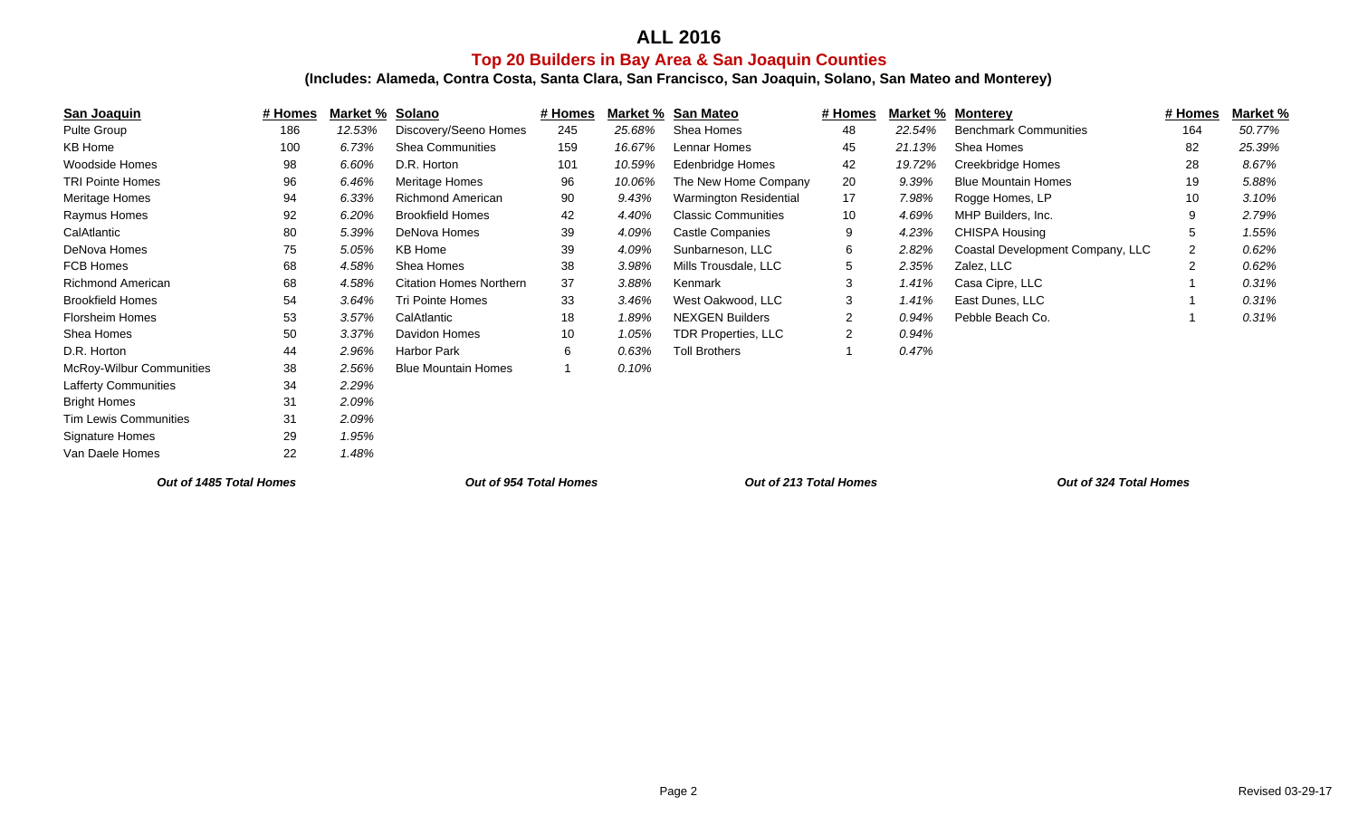# ALL 2016

## Top 20 Builders in Bay Area & San Joaquin Counties

### (Includes: Alameda, Contra Costa, Santa Clara, San Francisco, San Joaquin, Solano, San Mateo and Monterey)

| San Joaquin | # Homes | Market % | Solano | # Homes | Market % | San Mateo | # Homes | Market % | Monterey | # Homes | Market % |
|---|---|---|---|---|---|---|---|---|---|---|---|
| Pulte Group | 186 | *12.53%* | Discovery/Seeno Homes | 245 | *25.68%* | Shea Homes | 48 | *22.54%* | Benchmark Communities | 164 | *50.77%* |
| KB Home | 100 | *6.73%* | Shea Communities | 159 | *16.67%* | Lennar Homes | 45 | *21.13%* | Shea Homes | 82 | *25.39%* |
| Woodside Homes | 98 | *6.60%* | D.R. Horton | 101 | *10.59%* | Edenbridge Homes | 42 | *19.72%* | Creekbridge Homes | 28 | *8.67%* |
| TRI Pointe Homes | 96 | *6.46%* | Meritage Homes | 96 | *10.06%* | The New Home Company | 20 | *9.39%* | Blue Mountain Homes | 19 | *5.88%* |
| Meritage Homes | 94 | *6.33%* | Richmond American | 90 | *9.43%* | Warmington Residential | 17 | *7.98%* | Rogge Homes, LP | 10 | *3.10%* |
| Raymus Homes | 92 | *6.20%* | Brookfield Homes | 42 | *4.40%* | Classic Communities | 10 | *4.69%* | MHP Builders, Inc. | 9 | *2.79%* |
| CalAtlantic | 80 | *5.39%* | DeNova Homes | 39 | *4.09%* | Castle Companies | 9 | *4.23%* | CHISPA Housing | 5 | *1.55%* |
| DeNova Homes | 75 | *5.05%* | KB Home | 39 | *4.09%* | Sunbarneson, LLC | 6 | *2.82%* | Coastal Development Company, LLC | 2 | *0.62%* |
| FCB Homes | 68 | *4.58%* | Shea Homes | 38 | *3.98%* | Mills Trousdale, LLC | 5 | *2.35%* | Zalez, LLC | 2 | *0.62%* |
| Richmond American | 68 | *4.58%* | Citation Homes Northern | 37 | *3.88%* | Kenmark | 3 | *1.41%* | Casa Cipre, LLC | 1 | *0.31%* |
| Brookfield Homes | 54 | *3.64%* | Tri Pointe Homes | 33 | *3.46%* | West Oakwood, LLC | 3 | *1.41%* | East Dunes, LLC | 1 | *0.31%* |
| Florsheim Homes | 53 | *3.57%* | CalAtlantic | 18 | *1.89%* | NEXGEN Builders | 2 | *0.94%* | Pebble Beach Co. | 1 | *0.31%* |
| Shea Homes | 50 | *3.37%* | Davidon Homes | 10 | *1.05%* | TDR Properties, LLC | 2 | *0.94%* | | | |
| D.R. Horton | 44 | *2.96%* | Harbor Park | 6 | *0.63%* | Toll Brothers | 1 | *0.47%* | | | |
| McRoy-Wilbur Communities | 38 | *2.56%* | Blue Mountain Homes | 1 | *0.10%* | | | | | | |
| Lafferty Communities | 34 | *2.29%* | | | | | | | | | |
| Bright Homes | 31 | *2.09%* | | | | | | | | | |
| Tim Lewis Communities | 31 | *2.09%* | | | | | | | | | |
| Signature Homes | 29 | *1.95%* | | | | | | | | | |
| Van Daele Homes | 22 | *1.48%* | | | | | | | | | |
| ***Out of 1485 Total Homes*** | | | ***Out of 954 Total Homes*** | | | ***Out of 213 Total Homes*** | | | ***Out of 324 Total Homes*** | | |

Revised 03-29-17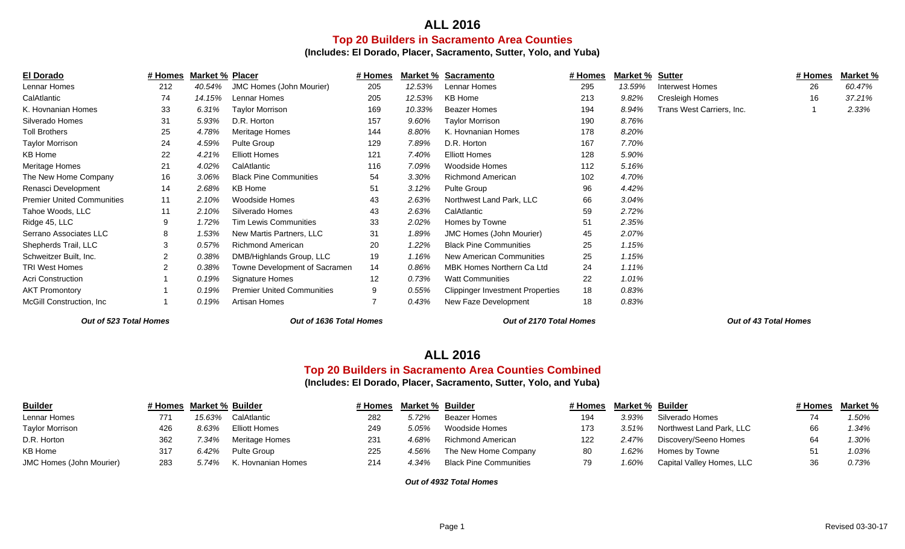# ALL 2016

## Top 20 Builders in Sacramento Area Counties

**(Includes: El Dorado, Placer, Sacramento, Sutter, Yolo, and Yuba)**

| El Dorado | # Homes | Market % | Placer | # Homes | Market % | Sacramento | # Homes | Market % | Sutter | # Homes | Market % |
|---|---|---|---|---|---|---|---|---|---|---|---|
| Lennar Homes | 212 | *40.54%* | JMC Homes (John Mourier) | 205 | *12.53%* | Lennar Homes | 295 | *13.59%* | Interwest Homes | 26 | *60.47%* |
| CalAtlantic | 74 | *14.15%* | Lennar Homes | 205 | *12.53%* | KB Home | 213 | *9.82%* | Cresleigh Homes | 16 | *37.21%* |
| K. Hovnanian Homes | 33 | *6.31%* | Taylor Morrison | 169 | *10.33%* | Beazer Homes | 194 | *8.94%* | Trans West Carriers, Inc. | 1 | *2.33%* |
| Silverado Homes | 31 | *5.93%* | D.R. Horton | 157 | *9.60%* | Taylor Morrison | 190 | *8.76%* | | | |
| Toll Brothers | 25 | *4.78%* | Meritage Homes | 144 | *8.80%* | K. Hovnanian Homes | 178 | *8.20%* | | | |
| Taylor Morrison | 24 | *4.59%* | Pulte Group | 129 | *7.89%* | D.R. Horton | 167 | *7.70%* | | | |
| KB Home | 22 | *4.21%* | Elliott Homes | 121 | *7.40%* | Elliott Homes | 128 | *5.90%* | | | |
| Meritage Homes | 21 | *4.02%* | CalAtlantic | 116 | *7.09%* | Woodside Homes | 112 | *5.16%* | | | |
| The New Home Company | 16 | *3.06%* | Black Pine Communities | 54 | *3.30%* | Richmond American | 102 | *4.70%* | | | |
| Renasci Development | 14 | *2.68%* | KB Home | 51 | *3.12%* | Pulte Group | 96 | *4.42%* | | | |
| Premier United Communities | 11 | *2.10%* | Woodside Homes | 43 | *2.63%* | Northwest Land Park, LLC | 66 | *3.04%* | | | |
| Tahoe Woods, LLC | 11 | *2.10%* | Silverado Homes | 43 | *2.63%* | CalAtlantic | 59 | *2.72%* | | | |
| Ridge 45, LLC | 9 | *1.72%* | Tim Lewis Communities | 33 | *2.02%* | Homes by Towne | 51 | *2.35%* | | | |
| Serrano Associates LLC | 8 | *1.53%* | New Martis Partners, LLC | 31 | *1.89%* | JMC Homes (John Mourier) | 45 | *2.07%* | | | |
| Shepherds Trail, LLC | 3 | *0.57%* | Richmond American | 20 | *1.22%* | Black Pine Communities | 25 | *1.15%* | | | |
| Schweitzer Built, Inc. | 2 | *0.38%* | DMB/Highlands Group, LLC | 19 | *1.16%* | New American Communities | 25 | *1.15%* | | | |
| TRI West Homes | 2 | *0.38%* | Towne Development of Sacramen | 14 | *0.86%* | MBK Homes Northern Ca Ltd | 24 | *1.11%* | | | |
| Acri Construction | 1 | *0.19%* | Signature Homes | 12 | *0.73%* | Watt Communities | 22 | *1.01%* | | | |
| AKT Promontory | 1 | *0.19%* | Premier United Communities | 9 | *0.55%* | Clippinger Investment Properties | 18 | *0.83%* | | | |
| McGill Construction, Inc | 1 | *0.19%* | Artisan Homes | 7 | *0.43%* | New Faze Development | 18 | *0.83%* | | | |
| ***Out of 523 Total Homes*** | | | ***Out of 1636 Total Homes*** | | | ***Out of 2170 Total Homes*** | | | ***Out of 43 Total Homes*** | | |

# ALL 2016

## Top 20 Builders in Sacramento Area Counties Combined

**(Includes: El Dorado, Placer, Sacramento, Sutter, Yolo, and Yuba)**

| Builder | # Homes | Market % | Builder | # Homes | Market % | Builder | # Homes | Market % | Builder | # Homes | Market % |
|---|---|---|---|---|---|---|---|---|---|---|---|
| Lennar Homes | 771 | *15.63%* | CalAtlantic | 282 | *5.72%* | Beazer Homes | 194 | *3.93%* | Silverado Homes | 74 | *1.50%* |
| Taylor Morrison | 426 | *8.63%* | Elliott Homes | 249 | *5.05%* | Woodside Homes | 173 | *3.51%* | Northwest Land Park, LLC | 66 | *1.34%* |
| D.R. Horton | 362 | *7.34%* | Meritage Homes | 231 | *4.68%* | Richmond American | 122 | *2.47%* | Discovery/Seeno Homes | 64 | *1.30%* |
| KB Home | 317 | *6.42%* | Pulte Group | 225 | *4.56%* | The New Home Company | 80 | *1.62%* | Homes by Towne | 51 | *1.03%* |
| JMC Homes (John Mourier) | 283 | *5.74%* | K. Hovnanian Homes | 214 | *4.34%* | Black Pine Communities | 79 | *1.60%* | Capital Valley Homes, LLC | 36 | *0.73%* |

***Out of 4932 Total Homes***

Revised 03-30-17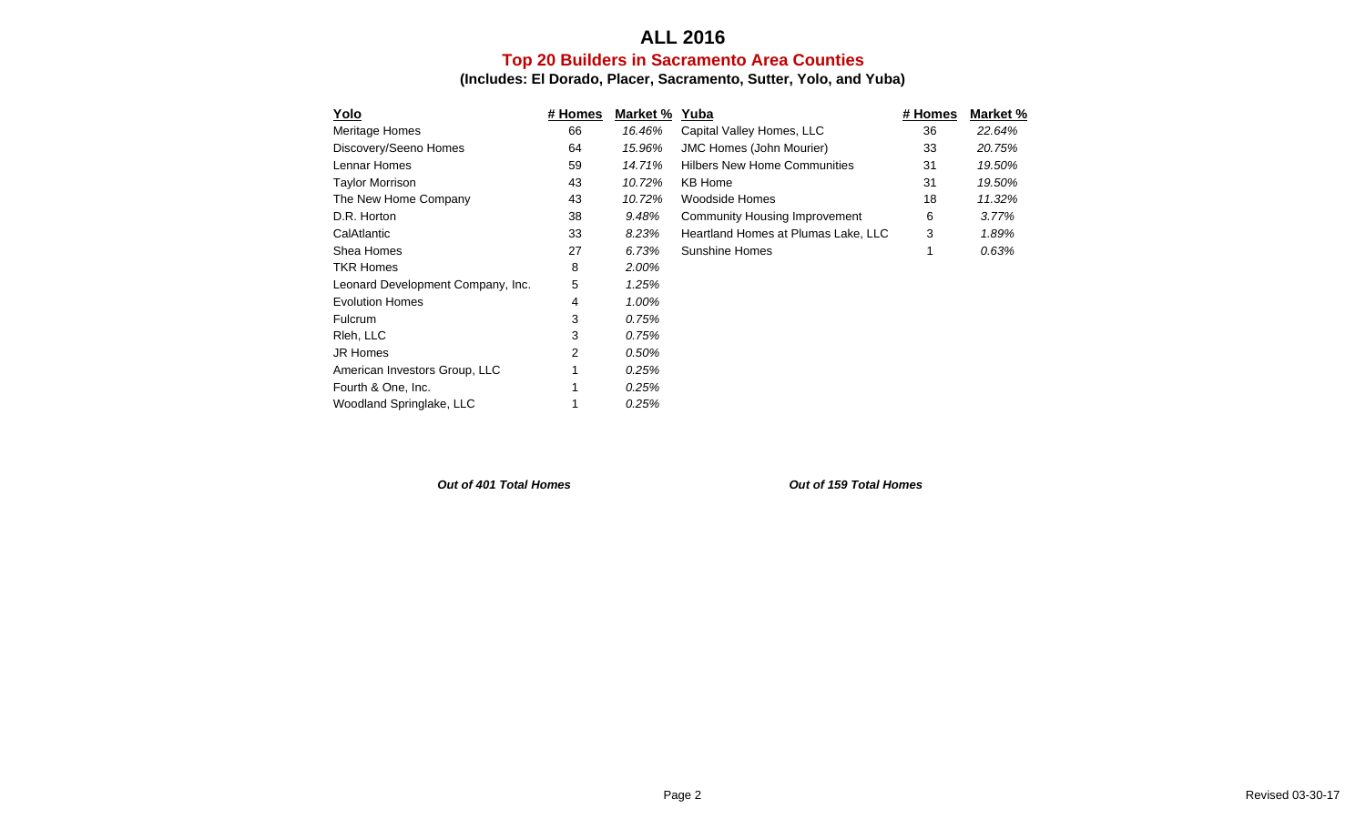# ALL 2016

## Top 20 Builders in Sacramento Area Counties

### (Includes: El Dorado, Placer, Sacramento, Sutter, Yolo, and Yuba)

| Yolo | # Homes | Market % |
|---|---|---|
| Meritage Homes | 66 | *16.46%* |
| Discovery/Seeno Homes | 64 | *15.96%* |
| Lennar Homes | 59 | *14.71%* |
| Taylor Morrison | 43 | *10.72%* |
| The New Home Company | 43 | *10.72%* |
| D.R. Horton | 38 | *9.48%* |
| CalAtlantic | 33 | *8.23%* |
| Shea Homes | 27 | *6.73%* |
| TKR Homes | 8 | *2.00%* |
| Leonard Development Company, Inc. | 5 | *1.25%* |
| Evolution Homes | 4 | *1.00%* |
| Fulcrum | 3 | *0.75%* |
| Rleh, LLC | 3 | *0.75%* |
| JR Homes | 2 | *0.50%* |
| American Investors Group, LLC | 1 | *0.25%* |
| Fourth & One, Inc. | 1 | *0.25%* |
| Woodland Springlake, LLC | 1 | *0.25%* |

***Out of 401 Total Homes***

| Yuba | # Homes | Market % |
|---|---|---|
| Capital Valley Homes, LLC | 36 | *22.64%* |
| JMC Homes (John Mourier) | 33 | *20.75%* |
| Hilbers New Home Communities | 31 | *19.50%* |
| KB Home | 31 | *19.50%* |
| Woodside Homes | 18 | *11.32%* |
| Community Housing Improvement | 6 | *3.77%* |
| Heartland Homes at Plumas Lake, LLC | 3 | *1.89%* |
| Sunshine Homes | 1 | *0.63%* |

***Out of 159 Total Homes***

Revised 03-30-17